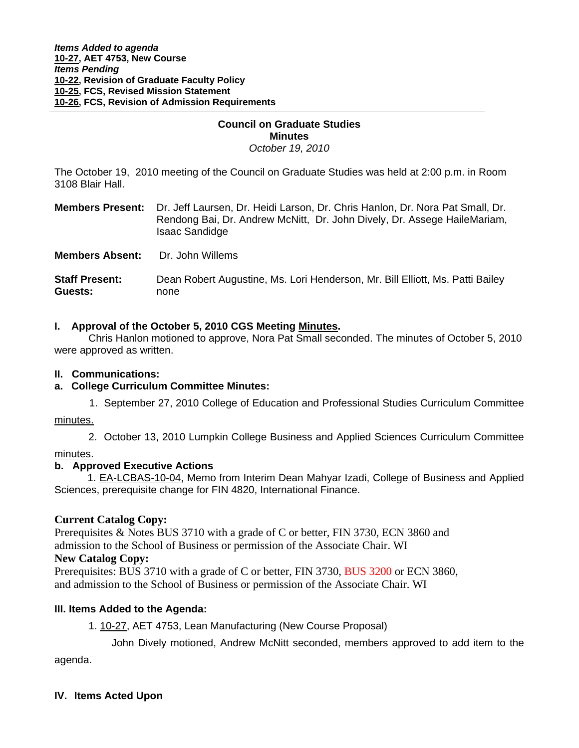***Items Added to agenda***
**10-27, AET 4753, New Course**
***Items Pending***
**10-22, Revision of Graduate Faculty Policy**
**10-25, FCS, Revised Mission Statement**
**10-26, FCS, Revision of Admission Requirements**

---

**Council on Graduate Studies**
**Minutes**
*October 19, 2010*

The October 19, 2010 meeting of the Council on Graduate Studies was held at 2:00 p.m. in Room 3108 Blair Hall.

**Members Present:** Dr. Jeff Laursen, Dr. Heidi Larson, Dr. Chris Hanlon, Dr. Nora Pat Small, Dr. Rendong Bai, Dr. Andrew McNitt, Dr. John Dively, Dr. Assege HaileMariam, Isaac Sandidge

**Members Absent:** Dr. John Willems

**Staff Present:** Dean Robert Augustine, Ms. Lori Henderson, Mr. Bill Elliott, Ms. Patti Bailey
**Guests:** none

**I. Approval of the October 5, 2010 CGS Meeting Minutes.**

Chris Hanlon motioned to approve, Nora Pat Small seconded. The minutes of October 5, 2010 were approved as written.

**II. Communications:**

**a. College Curriculum Committee Minutes:**

1. September 27, 2010 College of Education and Professional Studies Curriculum Committee minutes.

2. October 13, 2010 Lumpkin College Business and Applied Sciences Curriculum Committee minutes.

**b. Approved Executive Actions**

1. EA-LCBAS-10-04, Memo from Interim Dean Mahyar Izadi, College of Business and Applied Sciences, prerequisite change for FIN 4820, International Finance.

**Current Catalog Copy:**
Prerequisites & Notes BUS 3710 with a grade of C or better, FIN 3730, ECN 3860 and admission to the School of Business or permission of the Associate Chair. WI
**New Catalog Copy:**
Prerequisites: BUS 3710 with a grade of C or better, FIN 3730, BUS 3200 or ECN 3860, and admission to the School of Business or permission of the Associate Chair. WI

**III. Items Added to the Agenda:**

1. 10-27, AET 4753, Lean Manufacturing (New Course Proposal)

John Dively motioned, Andrew McNitt seconded, members approved to add item to the agenda.

**IV. Items Acted Upon**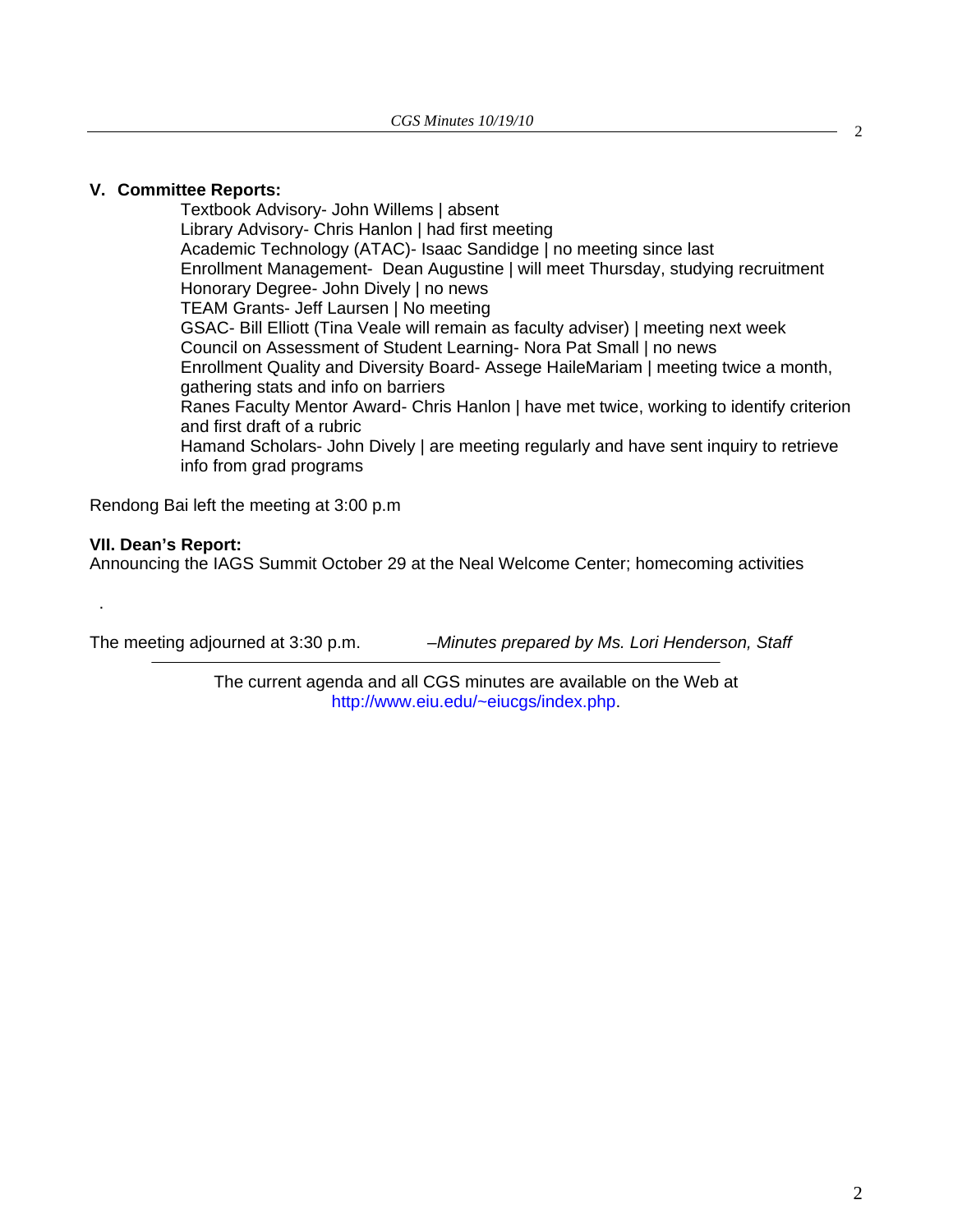## V. Committee Reports:

Textbook Advisory- John Willems | absent
Library Advisory- Chris Hanlon | had first meeting
Academic Technology (ATAC)- Isaac Sandidge | no meeting since last
Enrollment Management- Dean Augustine | will meet Thursday, studying recruitment
Honorary Degree- John Dively | no news
TEAM Grants- Jeff Laursen | No meeting
GSAC- Bill Elliott (Tina Veale will remain as faculty adviser) | meeting next week
Council on Assessment of Student Learning- Nora Pat Small | no news
Enrollment Quality and Diversity Board- Assege HaileMariam | meeting twice a month, gathering stats and info on barriers
Ranes Faculty Mentor Award- Chris Hanlon | have met twice, working to identify criterion and first draft of a rubric
Hamand Scholars- John Dively | are meeting regularly and have sent inquiry to retrieve info from grad programs

Rendong Bai left the meeting at 3:00 p.m

## VII. Dean's Report:

Announcing the IAGS Summit October 29 at the Neal Welcome Center; homecoming activities

.

The meeting adjourned at 3:30 p.m. *–Minutes prepared by Ms. Lori Henderson, Staff*

---

The current agenda and all CGS minutes are available on the Web at http://www.eiu.edu/~eiucgs/index.php.